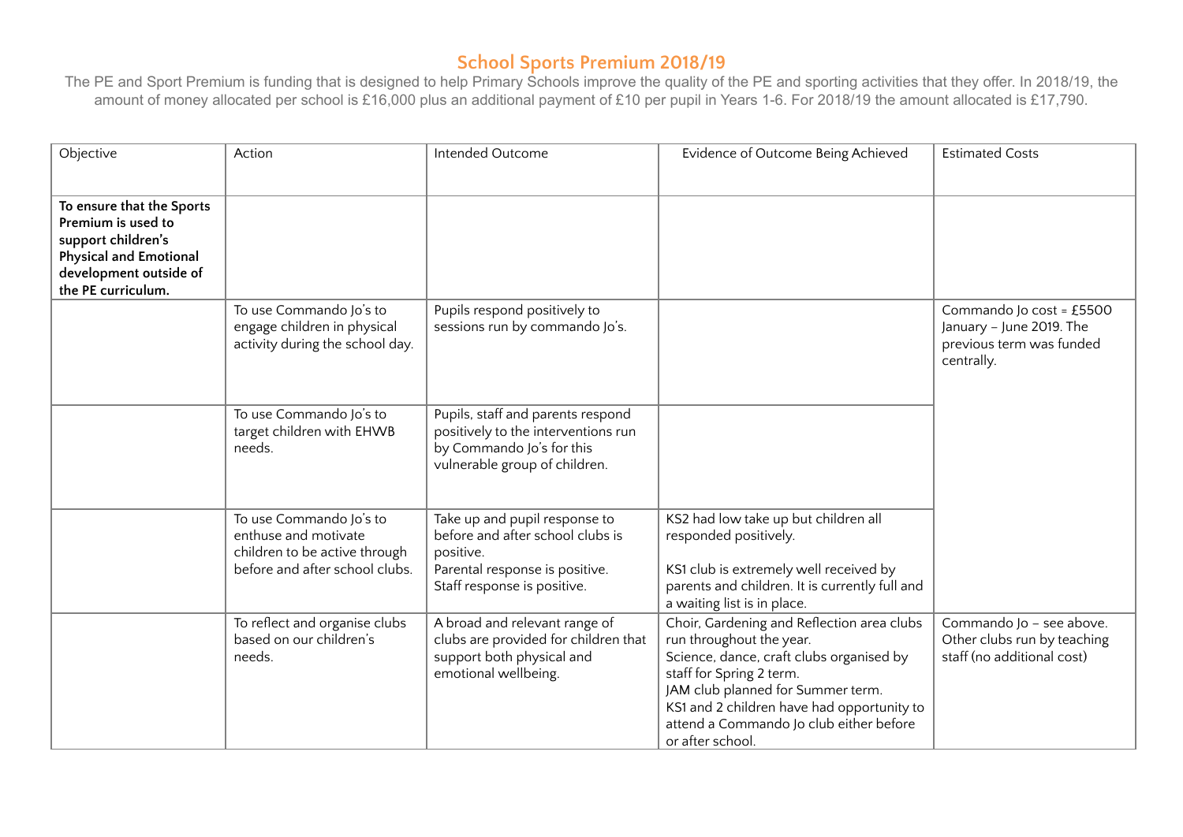# School Sports Premium 2018/19

The PE and Sport Premium is funding that is designed to help Primary Schools improve the quality of the PE and sporting activities that they offer. In 2018/19, the amount of money allocated per school is £16,000 plus an additional payment of £10 per pupil in Years 1-6. For 2018/19 the amount allocated is £17,790.

| Objective | Action | Intended Outcome | Evidence of Outcome Being Achieved | Estimated Costs |
|---|---|---|---|---|
| **To ensure that the Sports Premium is used to support children's Physical and Emotional development outside of the PE curriculum.** | | | | |
| | To use Commando Jo's to engage children in physical activity during the school day. | Pupils respond positively to sessions run by commando Jo's. | | Commando Jo cost = £5500 January – June 2019. The previous term was funded centrally. |
| | To use Commando Jo's to target children with EHWB needs. | Pupils, staff and parents respond positively to the interventions run by Commando Jo's for this vulnerable group of children. | | |
| | To use Commando Jo's to enthuse and motivate children to be active through before and after school clubs. | Take up and pupil response to before and after school clubs is positive.<br>Parental response is positive.<br>Staff response is positive. | KS2 had low take up but children all responded positively.<br><br>KS1 club is extremely well received by parents and children. It is currently full and a waiting list is in place. | |
| | To reflect and organise clubs based on our children's needs. | A broad and relevant range of clubs are provided for children that support both physical and emotional wellbeing. | Choir, Gardening and Reflection area clubs run throughout the year.<br>Science, dance, craft clubs organised by staff for Spring 2 term.<br>JAM club planned for Summer term.<br>KS1 and 2 children have had opportunity to attend a Commando Jo club either before or after school. | Commando Jo – see above. Other clubs run by teaching staff (no additional cost) |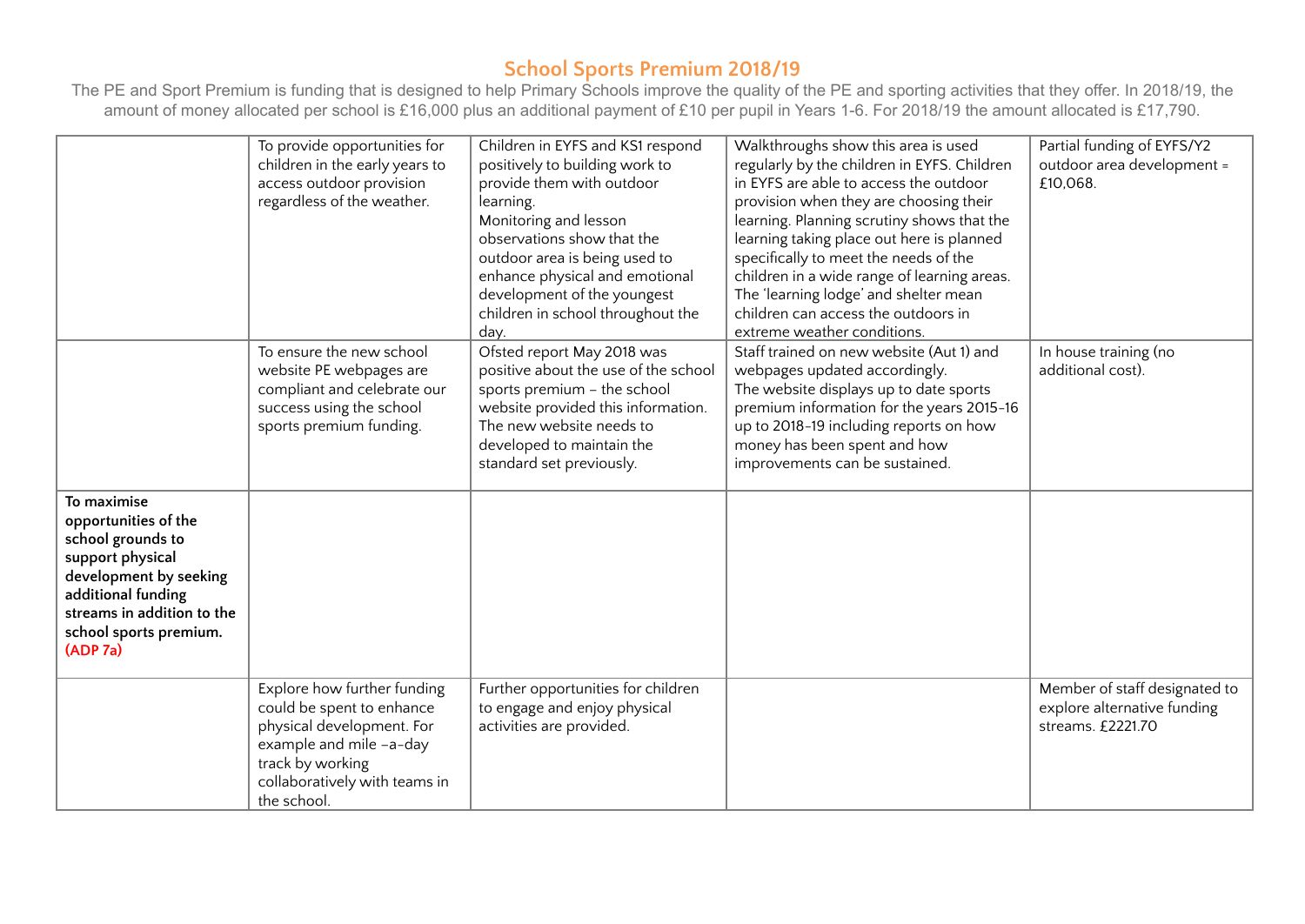## School Sports Premium 2018/19

The PE and Sport Premium is funding that is designed to help Primary Schools improve the quality of the PE and sporting activities that they offer. In 2018/19, the amount of money allocated per school is £16,000 plus an additional payment of £10 per pupil in Years 1-6. For 2018/19 the amount allocated is £17,790.

| | | | | |
|---|---|---|---|---|
| | To provide opportunities for children in the early years to access outdoor provision regardless of the weather. | Children in EYFS and KS1 respond positively to building work to provide them with outdoor learning. Monitoring and lesson observations show that the outdoor area is being used to enhance physical and emotional development of the youngest children in school throughout the day. | Walkthroughs show this area is used regularly by the children in EYFS. Children in EYFS are able to access the outdoor provision when they are choosing their learning. Planning scrutiny shows that the learning taking place out here is planned specifically to meet the needs of the children in a wide range of learning areas. The 'learning lodge' and shelter mean children can access the outdoors in extreme weather conditions. | Partial funding of EYFS/Y2 outdoor area development = £10,068. |
| | To ensure the new school website PE webpages are compliant and celebrate our success using the school sports premium funding. | Ofsted report May 2018 was positive about the use of the school sports premium – the school website provided this information. The new website needs to developed to maintain the standard set previously. | Staff trained on new website (Aut 1) and webpages updated accordingly. The website displays up to date sports premium information for the years 2015-16 up to 2018-19 including reports on how money has been spent and how improvements can be sustained. | In house training (no additional cost). |
| **To maximise opportunities of the school grounds to support physical development by seeking additional funding streams in addition to the school sports premium. (ADP 7a)** | | | | |
| | Explore how further funding could be spent to enhance physical development. For example and mile –a-day track by working collaboratively with teams in the school. | Further opportunities for children to engage and enjoy physical activities are provided. | | Member of staff designated to explore alternative funding streams. £2221.70 |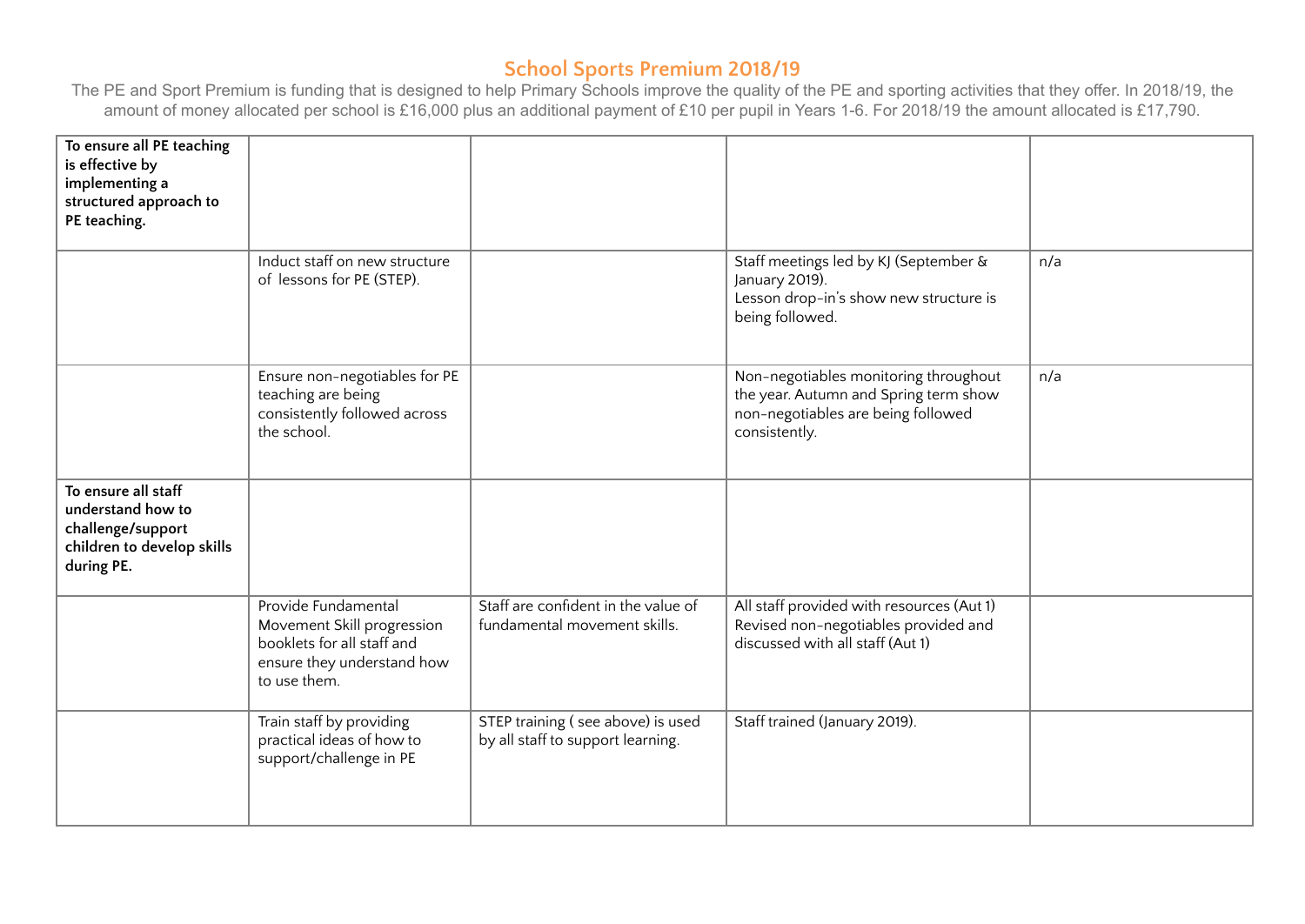## School Sports Premium 2018/19

The PE and Sport Premium is funding that is designed to help Primary Schools improve the quality of the PE and sporting activities that they offer. In 2018/19, the amount of money allocated per school is £16,000 plus an additional payment of £10 per pupil in Years 1-6. For 2018/19 the amount allocated is £17,790.

| | | | | |
|---|---|---|---|---|
| **To ensure all PE teaching is effective by implementing a structured approach to PE teaching.** | | | | |
| | Induct staff on new structure of lessons for PE (STEP). | | Staff meetings led by KJ (September & January 2019).<br>Lesson drop-in's show new structure is being followed. | n/a |
| | Ensure non-negotiables for PE teaching are being consistently followed across the school. | | Non-negotiables monitoring throughout the year. Autumn and Spring term show non-negotiables are being followed consistently. | n/a |
| **To ensure all staff understand how to challenge/support children to develop skills during PE.** | | | | |
| | Provide Fundamental Movement Skill progression booklets for all staff and ensure they understand how to use them. | Staff are confident in the value of fundamental movement skills. | All staff provided with resources (Aut 1)<br>Revised non-negotiables provided and discussed with all staff (Aut 1) | |
| | Train staff by providing practical ideas of how to support/challenge in PE | STEP training ( see above) is used by all staff to support learning. | Staff trained (January 2019). | |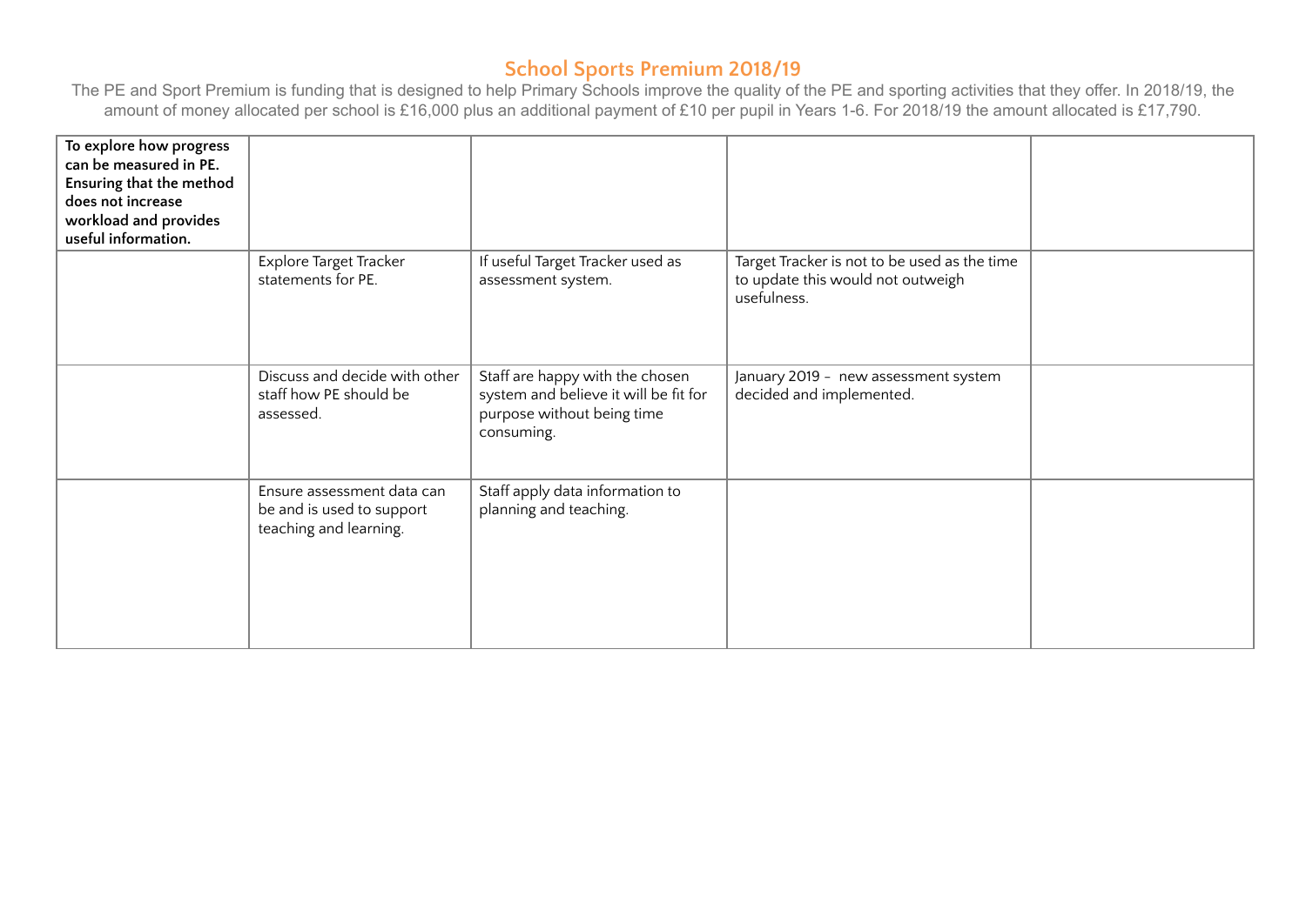## School Sports Premium 2018/19

The PE and Sport Premium is funding that is designed to help Primary Schools improve the quality of the PE and sporting activities that they offer. In 2018/19, the amount of money allocated per school is £16,000 plus an additional payment of £10 per pupil in Years 1-6. For 2018/19 the amount allocated is £17,790.

| | | | | |
|---|---|---|---|---|
| **To explore how progress can be measured in PE. Ensuring that the method does not increase workload and provides useful information.** | | | | |
| | Explore Target Tracker statements for PE. | If useful Target Tracker used as assessment system. | Target Tracker is not to be used as the time to update this would not outweigh usefulness. | |
| | Discuss and decide with other staff how PE should be assessed. | Staff are happy with the chosen system and believe it will be fit for purpose without being time consuming. | January 2019 - new assessment system decided and implemented. | |
| | Ensure assessment data can be and is used to support teaching and learning. | Staff apply data information to planning and teaching. | | |